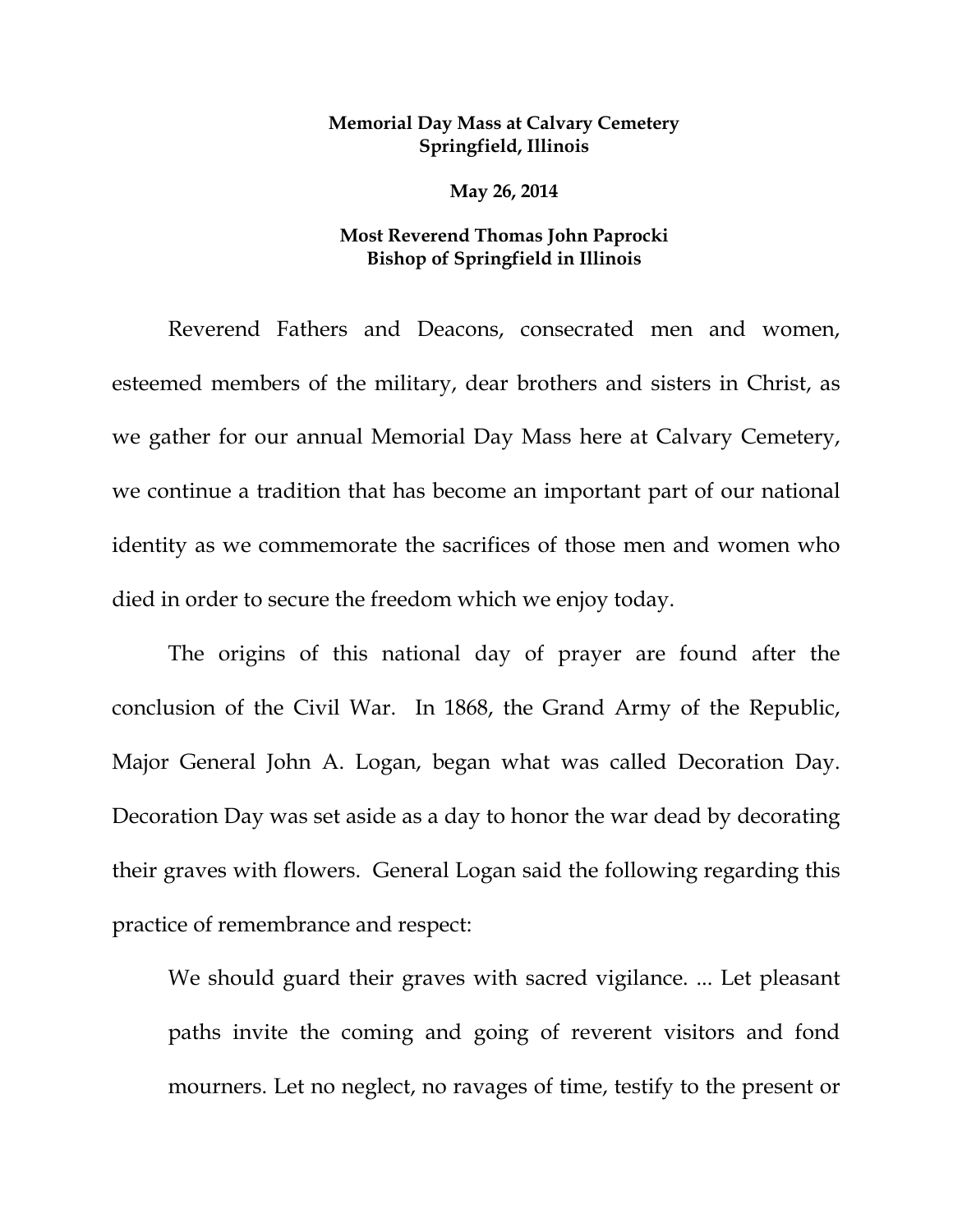**Memorial Day Mass at Calvary Cemetery**
**Springfield, Illinois**

**May 26, 2014**

**Most Reverend Thomas John Paprocki**
**Bishop of Springfield in Illinois**

Reverend Fathers and Deacons, consecrated men and women, esteemed members of the military, dear brothers and sisters in Christ, as we gather for our annual Memorial Day Mass here at Calvary Cemetery, we continue a tradition that has become an important part of our national identity as we commemorate the sacrifices of those men and women who died in order to secure the freedom which we enjoy today.

The origins of this national day of prayer are found after the conclusion of the Civil War. In 1868, the Grand Army of the Republic, Major General John A. Logan, began what was called Decoration Day. Decoration Day was set aside as a day to honor the war dead by decorating their graves with flowers. General Logan said the following regarding this practice of remembrance and respect:

> We should guard their graves with sacred vigilance. ... Let pleasant paths invite the coming and going of reverent visitors and fond mourners. Let no neglect, no ravages of time, testify to the present or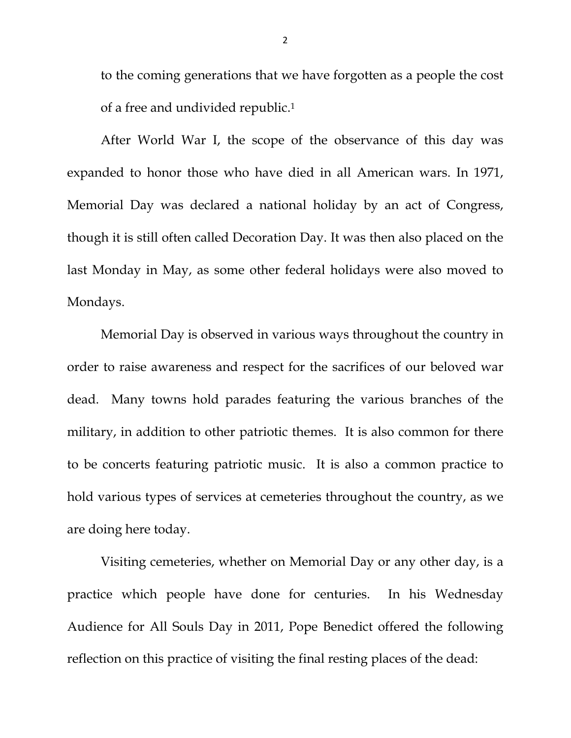to the coming generations that we have forgotten as a people the cost of a free and undivided republic.[1]

After World War I, the scope of the observance of this day was expanded to honor those who have died in all American wars. In 1971, Memorial Day was declared a national holiday by an act of Congress, though it is still often called Decoration Day. It was then also placed on the last Monday in May, as some other federal holidays were also moved to Mondays.

Memorial Day is observed in various ways throughout the country in order to raise awareness and respect for the sacrifices of our beloved war dead. Many towns hold parades featuring the various branches of the military, in addition to other patriotic themes. It is also common for there to be concerts featuring patriotic music. It is also a common practice to hold various types of services at cemeteries throughout the country, as we are doing here today.

Visiting cemeteries, whether on Memorial Day or any other day, is a practice which people have done for centuries. In his Wednesday Audience for All Souls Day in 2011, Pope Benedict offered the following reflection on this practice of visiting the final resting places of the dead: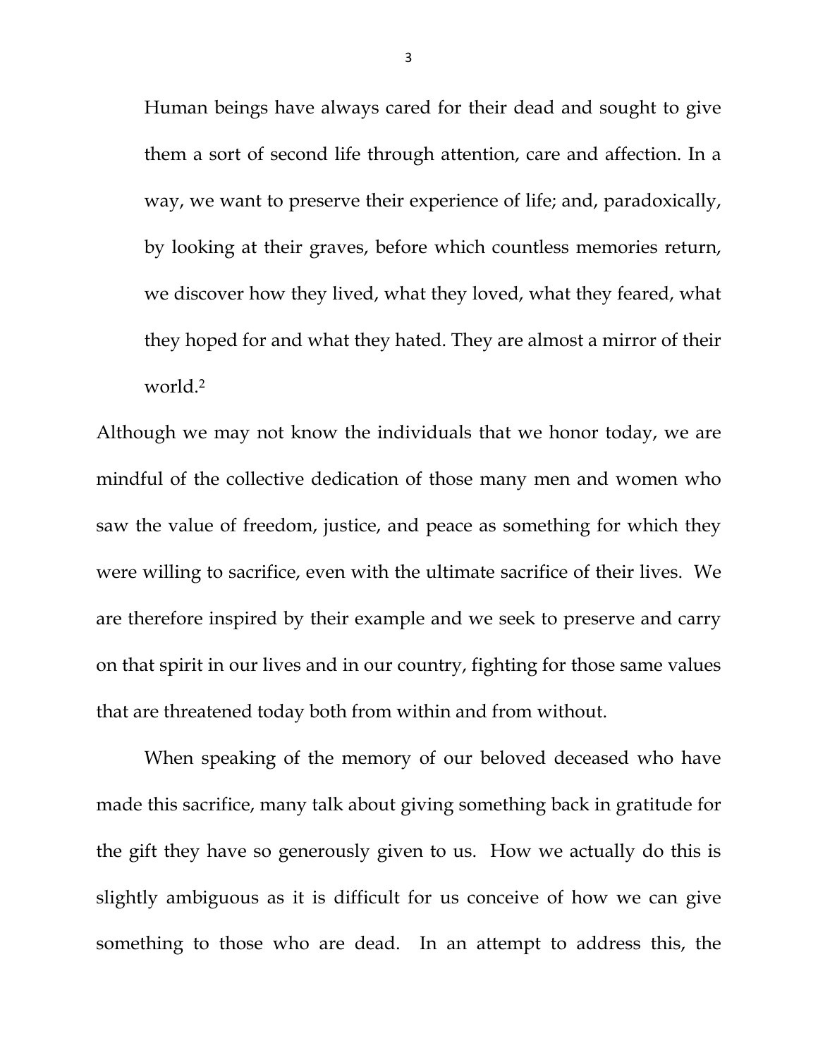> Human beings have always cared for their dead and sought to give them a sort of second life through attention, care and affection. In a way, we want to preserve their experience of life; and, paradoxically, by looking at their graves, before which countless memories return, we discover how they lived, what they loved, what they feared, what they hoped for and what they hated. They are almost a mirror of their world.[2]

Although we may not know the individuals that we honor today, we are mindful of the collective dedication of those many men and women who saw the value of freedom, justice, and peace as something for which they were willing to sacrifice, even with the ultimate sacrifice of their lives. We are therefore inspired by their example and we seek to preserve and carry on that spirit in our lives and in our country, fighting for those same values that are threatened today both from within and from without.

When speaking of the memory of our beloved deceased who have made this sacrifice, many talk about giving something back in gratitude for the gift they have so generously given to us. How we actually do this is slightly ambiguous as it is difficult for us conceive of how we can give something to those who are dead. In an attempt to address this, the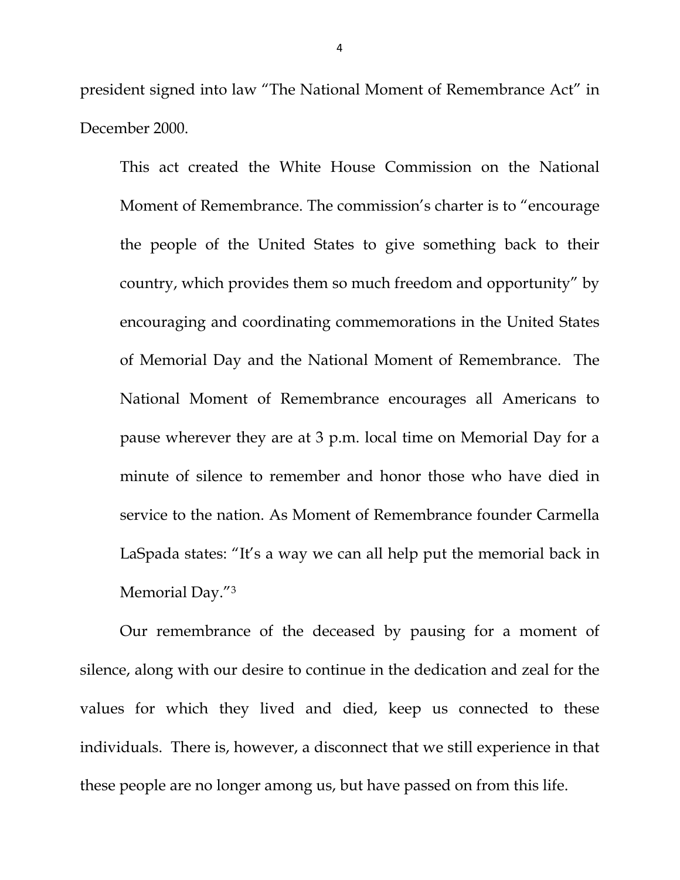president signed into law "The National Moment of Remembrance Act" in December 2000.

> This act created the White House Commission on the National Moment of Remembrance. The commission's charter is to "encourage the people of the United States to give something back to their country, which provides them so much freedom and opportunity" by encouraging and coordinating commemorations in the United States of Memorial Day and the National Moment of Remembrance. The National Moment of Remembrance encourages all Americans to pause wherever they are at 3 p.m. local time on Memorial Day for a minute of silence to remember and honor those who have died in service to the nation. As Moment of Remembrance founder Carmella LaSpada states: "It's a way we can all help put the memorial back in Memorial Day."[3]

Our remembrance of the deceased by pausing for a moment of silence, along with our desire to continue in the dedication and zeal for the values for which they lived and died, keep us connected to these individuals. There is, however, a disconnect that we still experience in that these people are no longer among us, but have passed on from this life.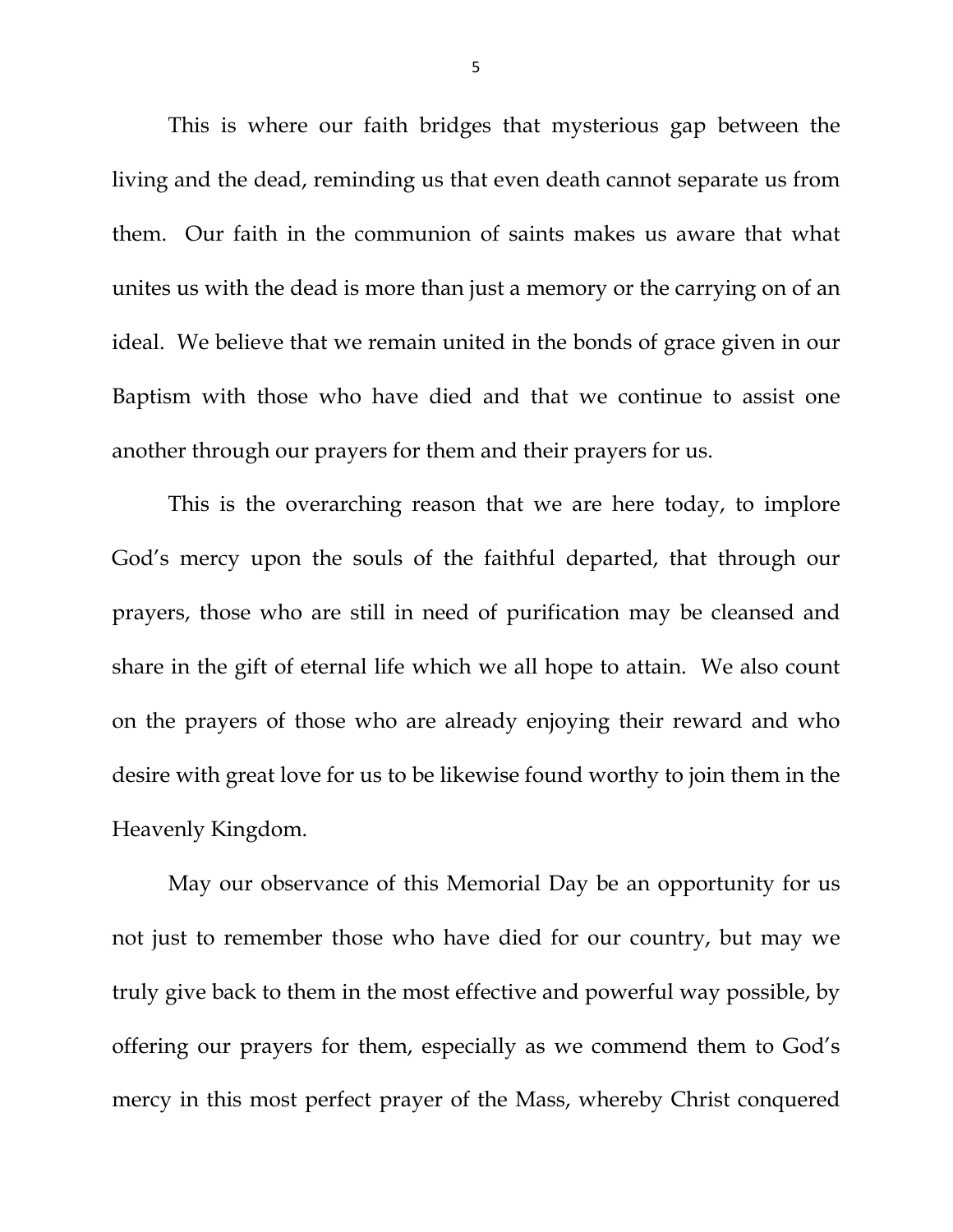This is where our faith bridges that mysterious gap between the living and the dead, reminding us that even death cannot separate us from them. Our faith in the communion of saints makes us aware that what unites us with the dead is more than just a memory or the carrying on of an ideal. We believe that we remain united in the bonds of grace given in our Baptism with those who have died and that we continue to assist one another through our prayers for them and their prayers for us.

This is the overarching reason that we are here today, to implore God's mercy upon the souls of the faithful departed, that through our prayers, those who are still in need of purification may be cleansed and share in the gift of eternal life which we all hope to attain. We also count on the prayers of those who are already enjoying their reward and who desire with great love for us to be likewise found worthy to join them in the Heavenly Kingdom.

May our observance of this Memorial Day be an opportunity for us not just to remember those who have died for our country, but may we truly give back to them in the most effective and powerful way possible, by offering our prayers for them, especially as we commend them to God's mercy in this most perfect prayer of the Mass, whereby Christ conquered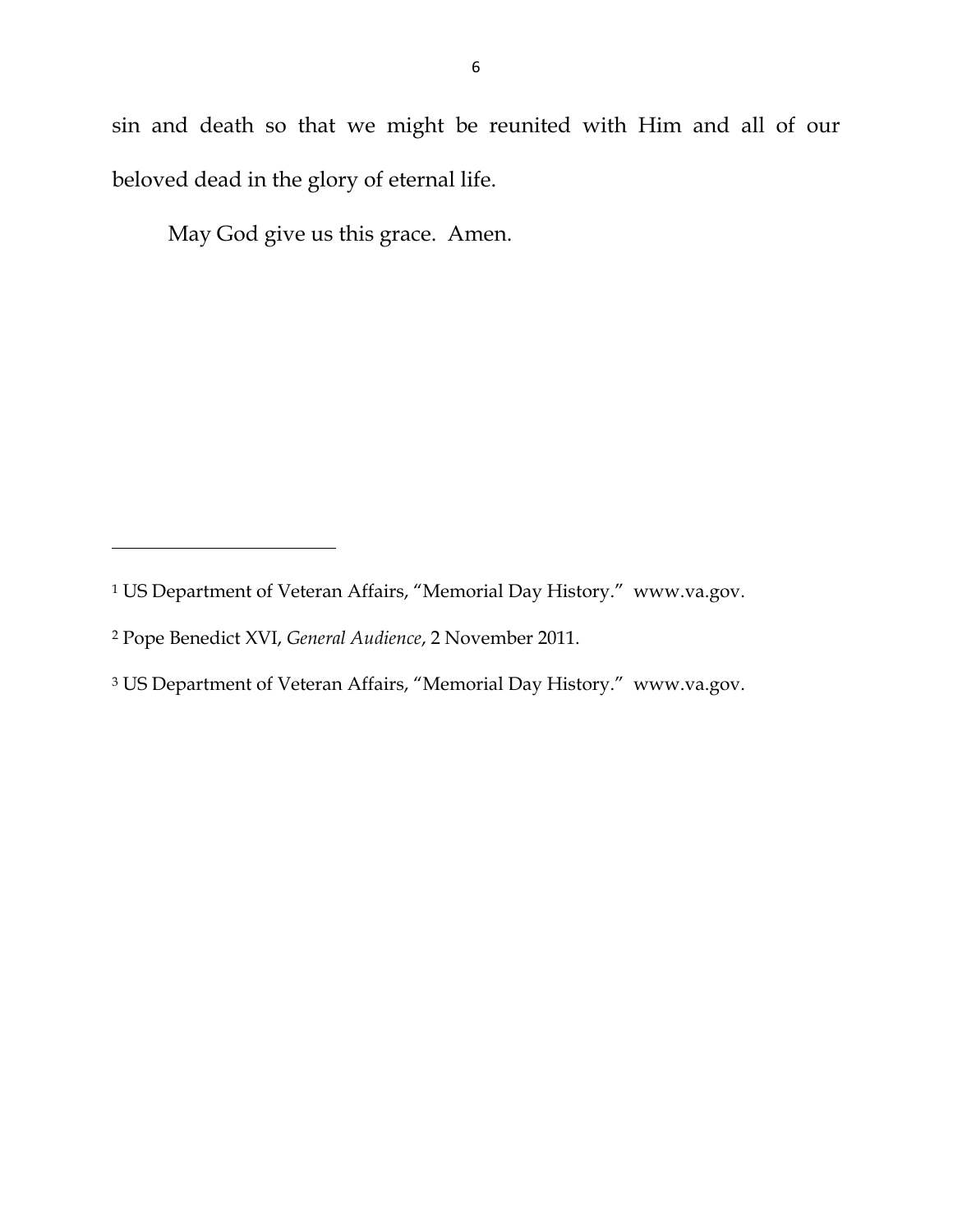sin and death so that we might be reunited with Him and all of our beloved dead in the glory of eternal life.

May God give us this grace. Amen.

---

[1] US Department of Veteran Affairs, "Memorial Day History." www.va.gov.

[2] Pope Benedict XVI, *General Audience*, 2 November 2011.

[3] US Department of Veteran Affairs, "Memorial Day History." www.va.gov.